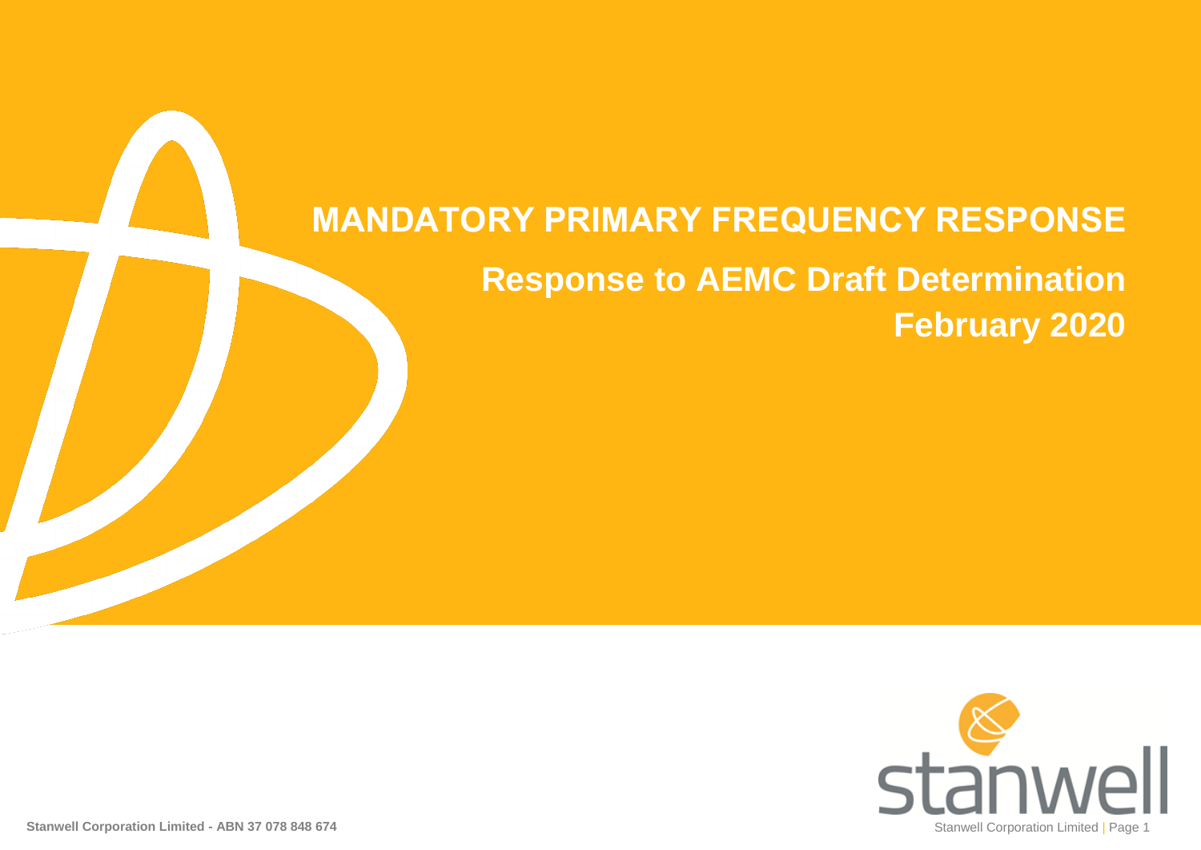# MANDATORY PRIMARY FREQUENCY RESPONSE

## Response to AEMC Draft Determination

## February 2020

Stanwell Corporation Limited - ABN 37 078 848 674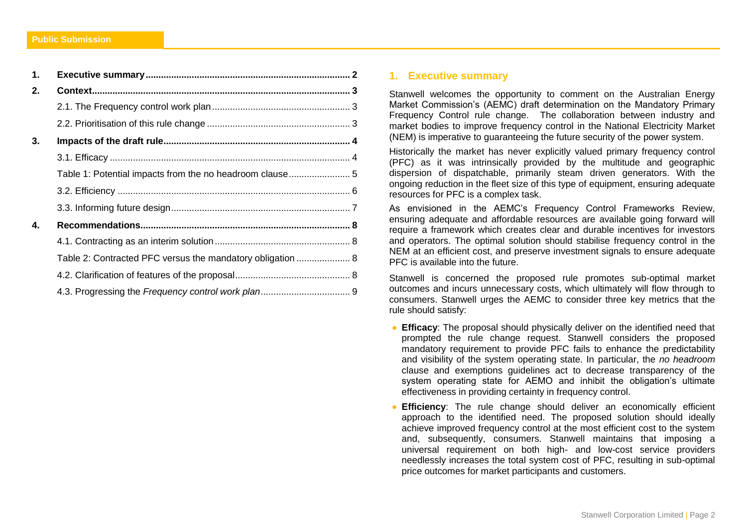1. **Executive summary** ................................................................................ 2

2. **Context** ................................................................................................ 3

   2.1. The Frequency control work plan ..................................................... 3

   2.2. Prioritisation of this rule change ....................................................... 3

3. **Impacts of the draft rule** ...................................................................... 4

   3.1. Efficacy ............................................................................................ 4

   Table 1: Potential impacts from the no headroom clause ....................... 5

   3.2. Efficiency ......................................................................................... 6

   3.3. Informing future design ..................................................................... 7

4. **Recommendations** ................................................................................ 8

   4.1. Contracting as an interim solution .................................................... 8

   Table 2: Contracted PFC versus the mandatory obligation .................... 8

   4.2. Clarification of features of the proposal ............................................ 8

   4.3. Progressing the *Frequency control work plan* .................................. 9

## 1. Executive summary

Stanwell welcomes the opportunity to comment on the Australian Energy Market Commission's (AEMC) draft determination on the Mandatory Primary Frequency Control rule change. The collaboration between industry and market bodies to improve frequency control in the National Electricity Market (NEM) is imperative to guaranteeing the future security of the power system.

Historically the market has never explicitly valued primary frequency control (PFC) as it was intrinsically provided by the multitude and geographic dispersion of dispatchable, primarily steam driven generators. With the ongoing reduction in the fleet size of this type of equipment, ensuring adequate resources for PFC is a complex task.

As envisioned in the AEMC's Frequency Control Frameworks Review, ensuring adequate and affordable resources are available going forward will require a framework which creates clear and durable incentives for investors and operators. The optimal solution should stabilise frequency control in the NEM at an efficient cost, and preserve investment signals to ensure adequate PFC is available into the future.

Stanwell is concerned the proposed rule promotes sub-optimal market outcomes and incurs unnecessary costs, which ultimately will flow through to consumers. Stanwell urges the AEMC to consider three key metrics that the rule should satisfy:

- **Efficacy**: The proposal should physically deliver on the identified need that prompted the rule change request. Stanwell considers the proposed mandatory requirement to provide PFC fails to enhance the predictability and visibility of the system operating state. In particular, the *no headroom* clause and exemptions guidelines act to decrease transparency of the system operating state for AEMO and inhibit the obligation's ultimate effectiveness in providing certainty in frequency control.
- **Efficiency**: The rule change should deliver an economically efficient approach to the identified need. The proposed solution should ideally achieve improved frequency control at the most efficient cost to the system and, subsequently, consumers. Stanwell maintains that imposing a universal requirement on both high- and low-cost service providers needlessly increases the total system cost of PFC, resulting in sub-optimal price outcomes for market participants and customers.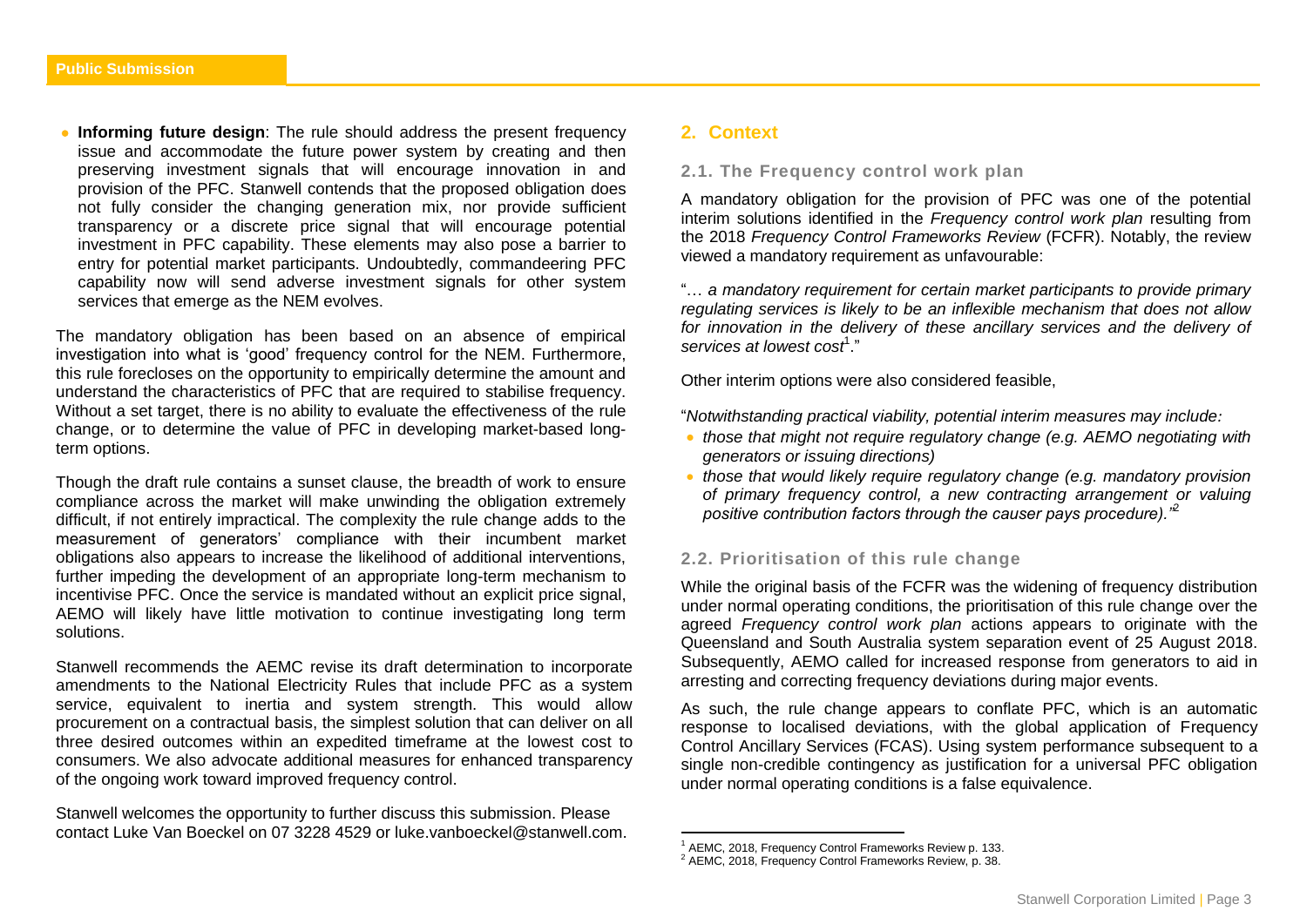- **Informing future design**: The rule should address the present frequency issue and accommodate the future power system by creating and then preserving investment signals that will encourage innovation in and provision of the PFC. Stanwell contends that the proposed obligation does not fully consider the changing generation mix, nor provide sufficient transparency or a discrete price signal that will encourage potential investment in PFC capability. These elements may also pose a barrier to entry for potential market participants. Undoubtedly, commandeering PFC capability now will send adverse investment signals for other system services that emerge as the NEM evolves.

The mandatory obligation has been based on an absence of empirical investigation into what is 'good' frequency control for the NEM. Furthermore, this rule forecloses on the opportunity to empirically determine the amount and understand the characteristics of PFC that are required to stabilise frequency. Without a set target, there is no ability to evaluate the effectiveness of the rule change, or to determine the value of PFC in developing market-based long-term options.

Though the draft rule contains a sunset clause, the breadth of work to ensure compliance across the market will make unwinding the obligation extremely difficult, if not entirely impractical. The complexity the rule change adds to the measurement of generators' compliance with their incumbent market obligations also appears to increase the likelihood of additional interventions, further impeding the development of an appropriate long-term mechanism to incentivise PFC. Once the service is mandated without an explicit price signal, AEMO will likely have little motivation to continue investigating long term solutions.

Stanwell recommends the AEMC revise its draft determination to incorporate amendments to the National Electricity Rules that include PFC as a system service, equivalent to inertia and system strength. This would allow procurement on a contractual basis, the simplest solution that can deliver on all three desired outcomes within an expedited timeframe at the lowest cost to consumers. We also advocate additional measures for enhanced transparency of the ongoing work toward improved frequency control.

Stanwell welcomes the opportunity to further discuss this submission. Please contact Luke Van Boeckel on 07 3228 4529 or luke.vanboeckel@stanwell.com.

## 2. Context

### 2.1. The Frequency control work plan

A mandatory obligation for the provision of PFC was one of the potential interim solutions identified in the *Frequency control work plan* resulting from the 2018 *Frequency Control Frameworks Review* (FCFR). Notably, the review viewed a mandatory requirement as unfavourable:

"*… a mandatory requirement for certain market participants to provide primary regulating services is likely to be an inflexible mechanism that does not allow for innovation in the delivery of these ancillary services and the delivery of services at lowest cost*[1]."

Other interim options were also considered feasible,

"*Notwithstanding practical viability, potential interim measures may include:*

- *those that might not require regulatory change (e.g. AEMO negotiating with generators or issuing directions)*
- *those that would likely require regulatory change (e.g. mandatory provision of primary frequency control, a new contracting arrangement or valuing positive contribution factors through the causer pays procedure).*"[2]

### 2.2. Prioritisation of this rule change

While the original basis of the FCFR was the widening of frequency distribution under normal operating conditions, the prioritisation of this rule change over the agreed *Frequency control work plan* actions appears to originate with the Queensland and South Australia system separation event of 25 August 2018. Subsequently, AEMO called for increased response from generators to aid in arresting and correcting frequency deviations during major events.

As such, the rule change appears to conflate PFC, which is an automatic response to localised deviations, with the global application of Frequency Control Ancillary Services (FCAS). Using system performance subsequent to a single non-credible contingency as justification for a universal PFC obligation under normal operating conditions is a false equivalence.

---

[1] AEMC, 2018, Frequency Control Frameworks Review p. 133.

[2] AEMC, 2018, Frequency Control Frameworks Review, p. 38.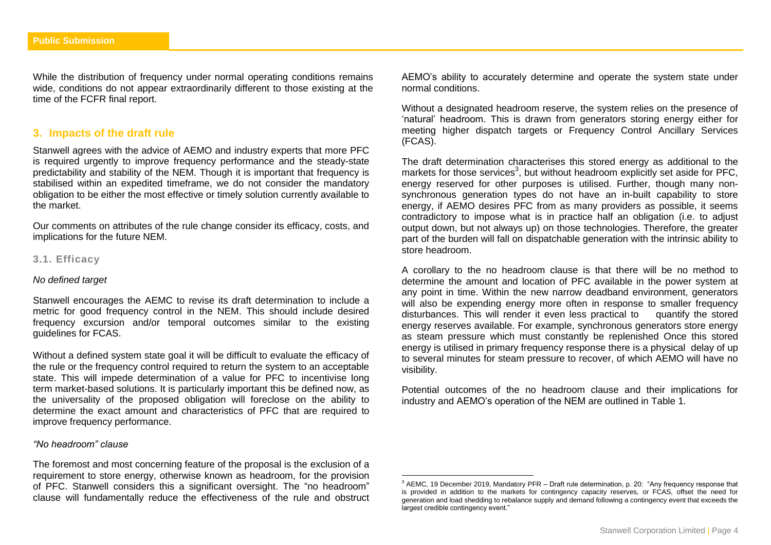While the distribution of frequency under normal operating conditions remains wide, conditions do not appear extraordinarily different to those existing at the time of the FCFR final report.

## 3. Impacts of the draft rule

Stanwell agrees with the advice of AEMO and industry experts that more PFC is required urgently to improve frequency performance and the steady-state predictability and stability of the NEM. Though it is important that frequency is stabilised within an expedited timeframe, we do not consider the mandatory obligation to be either the most effective or timely solution currently available to the market.

Our comments on attributes of the rule change consider its efficacy, costs, and implications for the future NEM.

### 3.1. Efficacy

*No defined target*

Stanwell encourages the AEMC to revise its draft determination to include a metric for good frequency control in the NEM. This should include desired frequency excursion and/or temporal outcomes similar to the existing guidelines for FCAS.

Without a defined system state goal it will be difficult to evaluate the efficacy of the rule or the frequency control required to return the system to an acceptable state. This will impede determination of a value for PFC to incentivise long term market-based solutions. It is particularly important this be defined now, as the universality of the proposed obligation will foreclose on the ability to determine the exact amount and characteristics of PFC that are required to improve frequency performance.

*"No headroom" clause*

The foremost and most concerning feature of the proposal is the exclusion of a requirement to store energy, otherwise known as headroom, for the provision of PFC. Stanwell considers this a significant oversight. The "no headroom" clause will fundamentally reduce the effectiveness of the rule and obstruct AEMO's ability to accurately determine and operate the system state under normal conditions.

Without a designated headroom reserve, the system relies on the presence of 'natural' headroom. This is drawn from generators storing energy either for meeting higher dispatch targets or Frequency Control Ancillary Services (FCAS).

The draft determination characterises this stored energy as additional to the markets for those services[3], but without headroom explicitly set aside for PFC, energy reserved for other purposes is utilised. Further, though many non-synchronous generation types do not have an in-built capability to store energy, if AEMO desires PFC from as many providers as possible, it seems contradictory to impose what is in practice half an obligation (i.e. to adjust output down, but not always up) on those technologies. Therefore, the greater part of the burden will fall on dispatchable generation with the intrinsic ability to store headroom.

A corollary to the no headroom clause is that there will be no method to determine the amount and location of PFC available in the power system at any point in time. Within the new narrow deadband environment, generators will also be expending energy more often in response to smaller frequency disturbances. This will render it even less practical to quantify the stored energy reserves available. For example, synchronous generators store energy as steam pressure which must constantly be replenished Once this stored energy is utilised in primary frequency response there is a physical delay of up to several minutes for steam pressure to recover, of which AEMO will have no visibility.

Potential outcomes of the no headroom clause and their implications for industry and AEMO's operation of the NEM are outlined in Table 1.

---

[3] AEMC, 19 December 2019, Mandatory PFR – Draft rule determination, p. 20: "Any frequency response that is provided in addition to the markets for contingency capacity reserves, or FCAS, offset the need for generation and load shedding to rebalance supply and demand following a contingency event that exceeds the largest credible contingency event."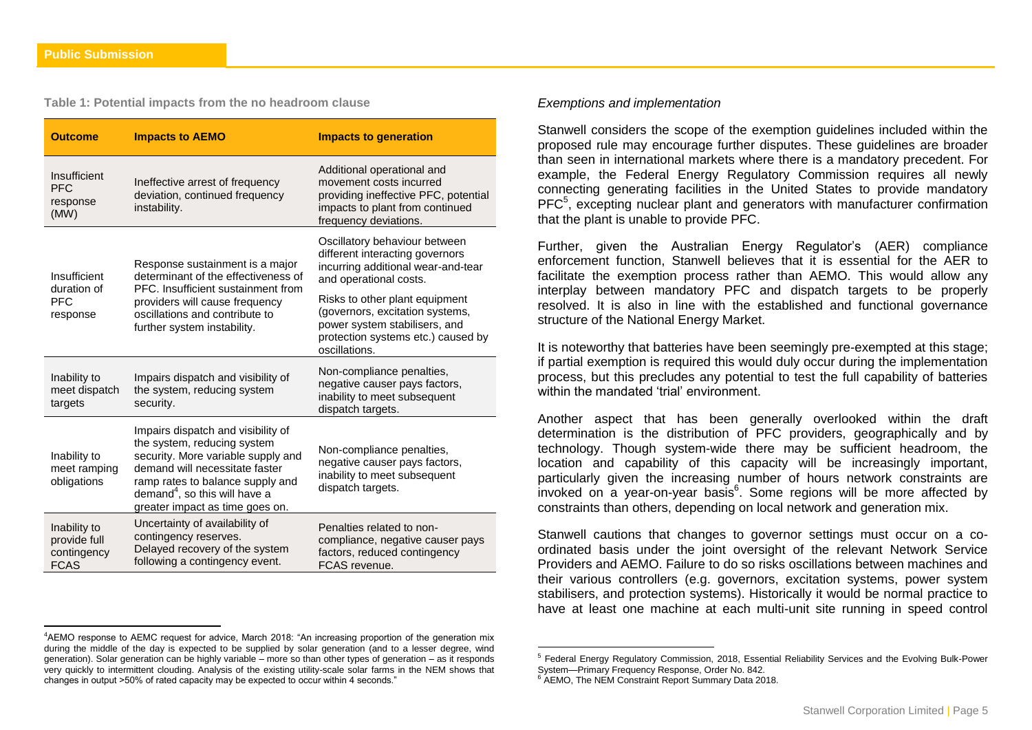**Table 1: Potential impacts from the no headroom clause**

| Outcome | Impacts to AEMO | Impacts to generation |
|---|---|---|
| Insufficient PFC response (MW) | Ineffective arrest of frequency deviation, continued frequency instability. | Additional operational and movement costs incurred providing ineffective PFC, potential impacts to plant from continued frequency deviations. |
| Insufficient duration of PFC response | Response sustainment is a major determinant of the effectiveness of PFC. Insufficient sustainment from providers will cause frequency oscillations and contribute to further system instability. | Oscillatory behaviour between different interacting governors incurring additional wear-and-tear and operational costs.<br><br>Risks to other plant equipment (governors, excitation systems, power system stabilisers, and protection systems etc.) caused by oscillations. |
| Inability to meet dispatch targets | Impairs dispatch and visibility of the system, reducing system security. | Non-compliance penalties, negative causer pays factors, inability to meet subsequent dispatch targets. |
| Inability to meet ramping obligations | Impairs dispatch and visibility of the system, reducing system security. More variable supply and demand will necessitate faster ramp rates to balance supply and demand[4], so this will have a greater impact as time goes on. | Non-compliance penalties, negative causer pays factors, inability to meet subsequent dispatch targets. |
| Inability to provide full contingency FCAS | Uncertainty of availability of contingency reserves. Delayed recovery of the system following a contingency event. | Penalties related to non-compliance, negative causer pays factors, reduced contingency FCAS revenue. |

*Exemptions and implementation*

Stanwell considers the scope of the exemption guidelines included within the proposed rule may encourage further disputes. These guidelines are broader than seen in international markets where there is a mandatory precedent. For example, the Federal Energy Regulatory Commission requires all newly connecting generating facilities in the United States to provide mandatory PFC[5], excepting nuclear plant and generators with manufacturer confirmation that the plant is unable to provide PFC.

Further, given the Australian Energy Regulator's (AER) compliance enforcement function, Stanwell believes that it is essential for the AER to facilitate the exemption process rather than AEMO. This would allow any interplay between mandatory PFC and dispatch targets to be properly resolved. It is also in line with the established and functional governance structure of the National Energy Market.

It is noteworthy that batteries have been seemingly pre-exempted at this stage; if partial exemption is required this would duly occur during the implementation process, but this precludes any potential to test the full capability of batteries within the mandated 'trial' environment.

Another aspect that has been generally overlooked within the draft determination is the distribution of PFC providers, geographically and by technology. Though system-wide there may be sufficient headroom, the location and capability of this capacity will be increasingly important, particularly given the increasing number of hours network constraints are invoked on a year-on-year basis[6]. Some regions will be more affected by constraints than others, depending on local network and generation mix.

Stanwell cautions that changes to governor settings must occur on a co-ordinated basis under the joint oversight of the relevant Network Service Providers and AEMO. Failure to do so risks oscillations between machines and their various controllers (e.g. governors, excitation systems, power system stabilisers, and protection systems). Historically it would be normal practice to have at least one machine at each multi-unit site running in speed control

---

[4] AEMO response to AEMC request for advice, March 2018: "An increasing proportion of the generation mix during the middle of the day is expected to be supplied by solar generation (and to a lesser degree, wind generation). Solar generation can be highly variable – more so than other types of generation – as it responds very quickly to intermittent clouding. Analysis of the existing utility-scale solar farms in the NEM shows that changes in output >50% of rated capacity may be expected to occur within 4 seconds."

[5] Federal Energy Regulatory Commission, 2018, Essential Reliability Services and the Evolving Bulk-Power System—Primary Frequency Response, Order No. 842.

[6] AEMO, The NEM Constraint Report Summary Data 2018.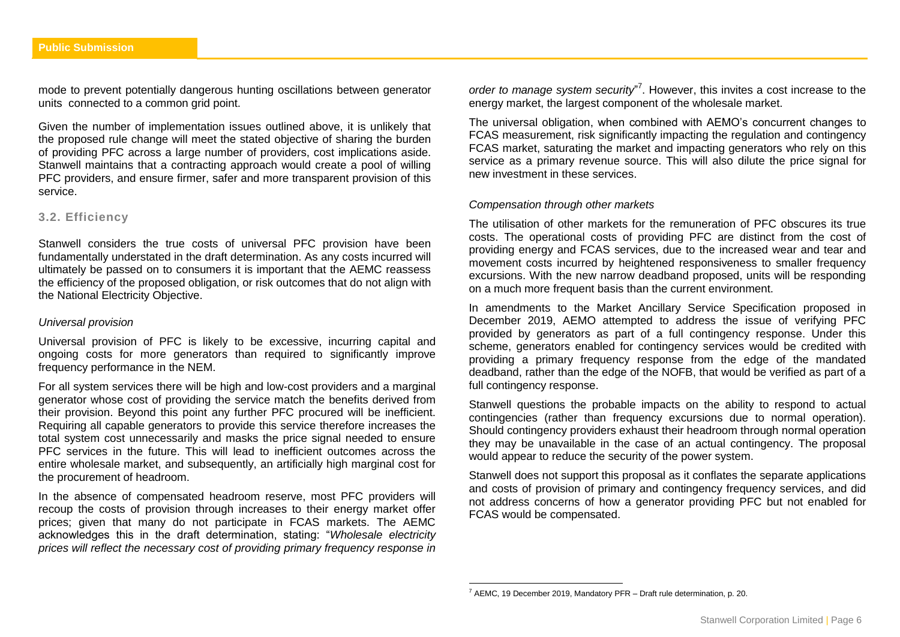mode to prevent potentially dangerous hunting oscillations between generator units connected to a common grid point.

Given the number of implementation issues outlined above, it is unlikely that the proposed rule change will meet the stated objective of sharing the burden of providing PFC across a large number of providers, cost implications aside. Stanwell maintains that a contracting approach would create a pool of willing PFC providers, and ensure firmer, safer and more transparent provision of this service.

## 3.2. Efficiency

Stanwell considers the true costs of universal PFC provision have been fundamentally understated in the draft determination. As any costs incurred will ultimately be passed on to consumers it is important that the AEMC reassess the efficiency of the proposed obligation, or risk outcomes that do not align with the National Electricity Objective.

*Universal provision*

Universal provision of PFC is likely to be excessive, incurring capital and ongoing costs for more generators than required to significantly improve frequency performance in the NEM.

For all system services there will be high and low-cost providers and a marginal generator whose cost of providing the service match the benefits derived from their provision. Beyond this point any further PFC procured will be inefficient. Requiring all capable generators to provide this service therefore increases the total system cost unnecessarily and masks the price signal needed to ensure PFC services in the future. This will lead to inefficient outcomes across the entire wholesale market, and subsequently, an artificially high marginal cost for the procurement of headroom.

In the absence of compensated headroom reserve, most PFC providers will recoup the costs of provision through increases to their energy market offer prices; given that many do not participate in FCAS markets. The AEMC acknowledges this in the draft determination, stating: "*Wholesale electricity prices will reflect the necessary cost of providing primary frequency response in order to manage system security*"[7]. However, this invites a cost increase to the energy market, the largest component of the wholesale market.

The universal obligation, when combined with AEMO's concurrent changes to FCAS measurement, risk significantly impacting the regulation and contingency FCAS market, saturating the market and impacting generators who rely on this service as a primary revenue source. This will also dilute the price signal for new investment in these services.

*Compensation through other markets*

The utilisation of other markets for the remuneration of PFC obscures its true costs. The operational costs of providing PFC are distinct from the cost of providing energy and FCAS services, due to the increased wear and tear and movement costs incurred by heightened responsiveness to smaller frequency excursions. With the new narrow deadband proposed, units will be responding on a much more frequent basis than the current environment.

In amendments to the Market Ancillary Service Specification proposed in December 2019, AEMO attempted to address the issue of verifying PFC provided by generators as part of a full contingency response. Under this scheme, generators enabled for contingency services would be credited with providing a primary frequency response from the edge of the mandated deadband, rather than the edge of the NOFB, that would be verified as part of a full contingency response.

Stanwell questions the probable impacts on the ability to respond to actual contingencies (rather than frequency excursions due to normal operation). Should contingency providers exhaust their headroom through normal operation they may be unavailable in the case of an actual contingency. The proposal would appear to reduce the security of the power system.

Stanwell does not support this proposal as it conflates the separate applications and costs of provision of primary and contingency frequency services, and did not address concerns of how a generator providing PFC but not enabled for FCAS would be compensated.

[7] AEMC, 19 December 2019, Mandatory PFR – Draft rule determination, p. 20.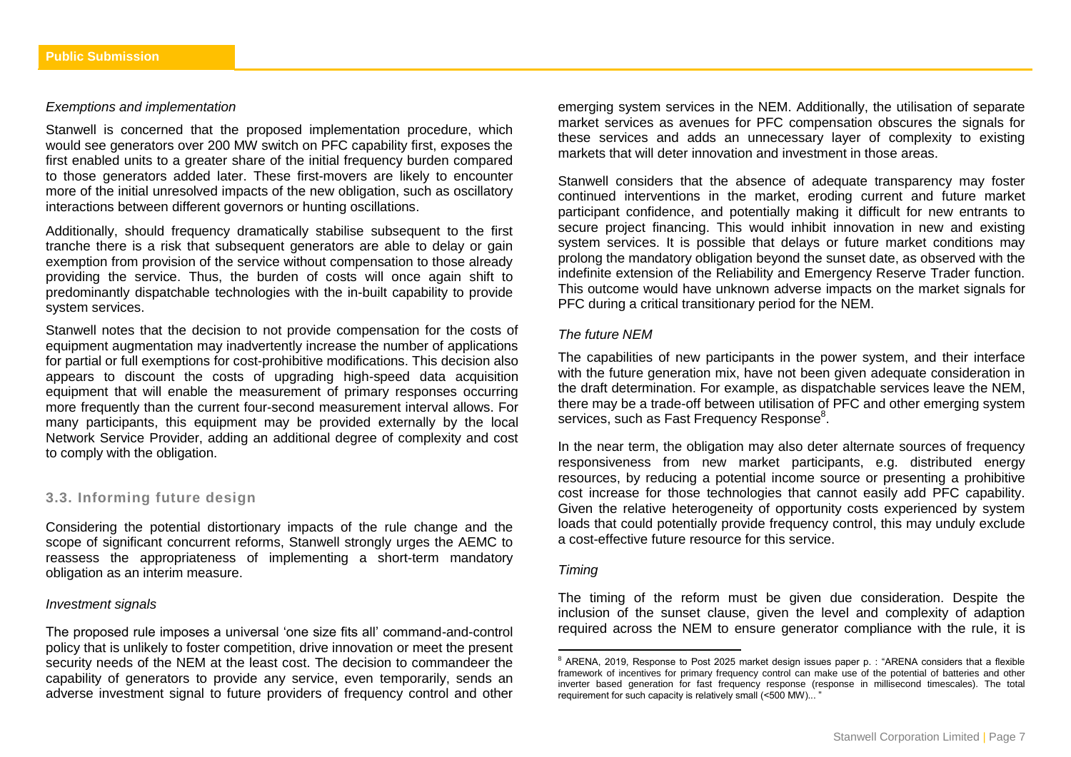*Exemptions and implementation*

Stanwell is concerned that the proposed implementation procedure, which would see generators over 200 MW switch on PFC capability first, exposes the first enabled units to a greater share of the initial frequency burden compared to those generators added later. These first-movers are likely to encounter more of the initial unresolved impacts of the new obligation, such as oscillatory interactions between different governors or hunting oscillations.

Additionally, should frequency dramatically stabilise subsequent to the first tranche there is a risk that subsequent generators are able to delay or gain exemption from provision of the service without compensation to those already providing the service. Thus, the burden of costs will once again shift to predominantly dispatchable technologies with the in-built capability to provide system services.

Stanwell notes that the decision to not provide compensation for the costs of equipment augmentation may inadvertently increase the number of applications for partial or full exemptions for cost-prohibitive modifications. This decision also appears to discount the costs of upgrading high-speed data acquisition equipment that will enable the measurement of primary responses occurring more frequently than the current four-second measurement interval allows. For many participants, this equipment may be provided externally by the local Network Service Provider, adding an additional degree of complexity and cost to comply with the obligation.

### 3.3. Informing future design

Considering the potential distortionary impacts of the rule change and the scope of significant concurrent reforms, Stanwell strongly urges the AEMC to reassess the appropriateness of implementing a short-term mandatory obligation as an interim measure.

*Investment signals*

The proposed rule imposes a universal 'one size fits all' command-and-control policy that is unlikely to foster competition, drive innovation or meet the present security needs of the NEM at the least cost. The decision to commandeer the capability of generators to provide any service, even temporarily, sends an adverse investment signal to future providers of frequency control and other emerging system services in the NEM. Additionally, the utilisation of separate market services as avenues for PFC compensation obscures the signals for these services and adds an unnecessary layer of complexity to existing markets that will deter innovation and investment in those areas.

Stanwell considers that the absence of adequate transparency may foster continued interventions in the market, eroding current and future market participant confidence, and potentially making it difficult for new entrants to secure project financing. This would inhibit innovation in new and existing system services. It is possible that delays or future market conditions may prolong the mandatory obligation beyond the sunset date, as observed with the indefinite extension of the Reliability and Emergency Reserve Trader function. This outcome would have unknown adverse impacts on the market signals for PFC during a critical transitionary period for the NEM.

*The future NEM*

The capabilities of new participants in the power system, and their interface with the future generation mix, have not been given adequate consideration in the draft determination. For example, as dispatchable services leave the NEM, there may be a trade-off between utilisation of PFC and other emerging system services, such as Fast Frequency Response[8].

In the near term, the obligation may also deter alternate sources of frequency responsiveness from new market participants, e.g. distributed energy resources, by reducing a potential income source or presenting a prohibitive cost increase for those technologies that cannot easily add PFC capability. Given the relative heterogeneity of opportunity costs experienced by system loads that could potentially provide frequency control, this may unduly exclude a cost-effective future resource for this service.

*Timing*

The timing of the reform must be given due consideration. Despite the inclusion of the sunset clause, given the level and complexity of adaption required across the NEM to ensure generator compliance with the rule, it is

---

[8] ARENA, 2019, Response to Post 2025 market design issues paper p. : "ARENA considers that a flexible framework of incentives for primary frequency control can make use of the potential of batteries and other inverter based generation for fast frequency response (response in millisecond timescales). The total requirement for such capacity is relatively small (<500 MW)... "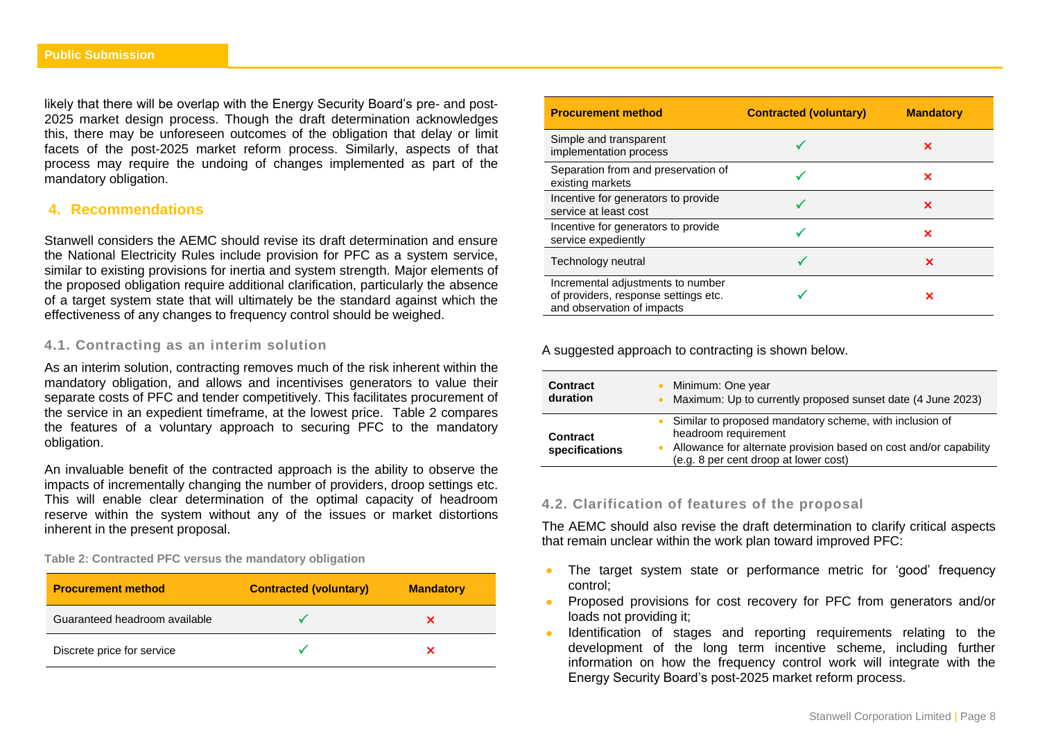likely that there will be overlap with the Energy Security Board's pre- and post-2025 market design process. Though the draft determination acknowledges this, there may be unforeseen outcomes of the obligation that delay or limit facets of the post-2025 market reform process. Similarly, aspects of that process may require the undoing of changes implemented as part of the mandatory obligation.

## 4. Recommendations

Stanwell considers the AEMC should revise its draft determination and ensure the National Electricity Rules include provision for PFC as a system service, similar to existing provisions for inertia and system strength. Major elements of the proposed obligation require additional clarification, particularly the absence of a target system state that will ultimately be the standard against which the effectiveness of any changes to frequency control should be weighed.

### 4.1. Contracting as an interim solution

As an interim solution, contracting removes much of the risk inherent within the mandatory obligation, and allows and incentivises generators to value their separate costs of PFC and tender competitively. This facilitates procurement of the service in an expedient timeframe, at the lowest price. Table 2 compares the features of a voluntary approach to securing PFC to the mandatory obligation.

An invaluable benefit of the contracted approach is the ability to observe the impacts of incrementally changing the number of providers, droop settings etc. This will enable clear determination of the optimal capacity of headroom reserve within the system without any of the issues or market distortions inherent in the present proposal.

**Table 2: Contracted PFC versus the mandatory obligation**

| Procurement method | Contracted (voluntary) | Mandatory |
|---|---|---|
| Guaranteed headroom available | ✓ | ✗ |
| Discrete price for service | ✓ | ✗ |
| Simple and transparent implementation process | ✓ | ✗ |
| Separation from and preservation of existing markets | ✓ | ✗ |
| Incentive for generators to provide service at least cost | ✓ | ✗ |
| Incentive for generators to provide service expediently | ✓ | ✗ |
| Technology neutral | ✓ | ✗ |
| Incremental adjustments to number of providers, response settings etc. and observation of impacts | ✓ | ✗ |

A suggested approach to contracting is shown below.

| | |
|---|---|
| **Contract duration** | • Minimum: One year<br>• Maximum: Up to currently proposed sunset date (4 June 2023) |
| **Contract specifications** | • Similar to proposed mandatory scheme, with inclusion of headroom requirement<br>• Allowance for alternate provision based on cost and/or capability (e.g. 8 per cent droop at lower cost) |

### 4.2. Clarification of features of the proposal

The AEMC should also revise the draft determination to clarify critical aspects that remain unclear within the work plan toward improved PFC:

- The target system state or performance metric for 'good' frequency control;
- Proposed provisions for cost recovery for PFC from generators and/or loads not providing it;
- Identification of stages and reporting requirements relating to the development of the long term incentive scheme, including further information on how the frequency control work will integrate with the Energy Security Board's post-2025 market reform process.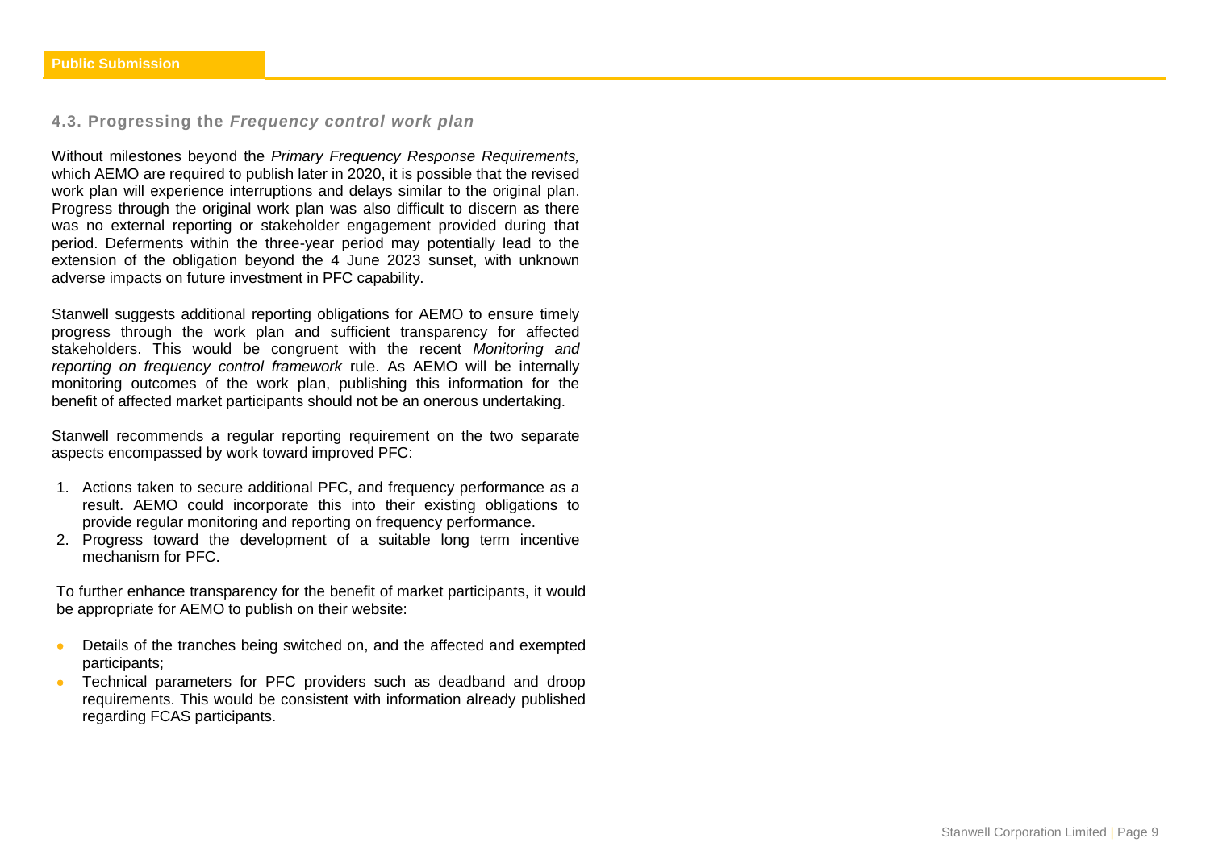### 4.3. Progressing the *Frequency control work plan*

Without milestones beyond the *Primary Frequency Response Requirements,* which AEMO are required to publish later in 2020, it is possible that the revised work plan will experience interruptions and delays similar to the original plan. Progress through the original work plan was also difficult to discern as there was no external reporting or stakeholder engagement provided during that period. Deferments within the three-year period may potentially lead to the extension of the obligation beyond the 4 June 2023 sunset, with unknown adverse impacts on future investment in PFC capability.

Stanwell suggests additional reporting obligations for AEMO to ensure timely progress through the work plan and sufficient transparency for affected stakeholders. This would be congruent with the recent *Monitoring and reporting on frequency control framework* rule. As AEMO will be internally monitoring outcomes of the work plan, publishing this information for the benefit of affected market participants should not be an onerous undertaking.

Stanwell recommends a regular reporting requirement on the two separate aspects encompassed by work toward improved PFC:

1. Actions taken to secure additional PFC, and frequency performance as a result. AEMO could incorporate this into their existing obligations to provide regular monitoring and reporting on frequency performance.
2. Progress toward the development of a suitable long term incentive mechanism for PFC.

To further enhance transparency for the benefit of market participants, it would be appropriate for AEMO to publish on their website:

- Details of the tranches being switched on, and the affected and exempted participants;
- Technical parameters for PFC providers such as deadband and droop requirements. This would be consistent with information already published regarding FCAS participants.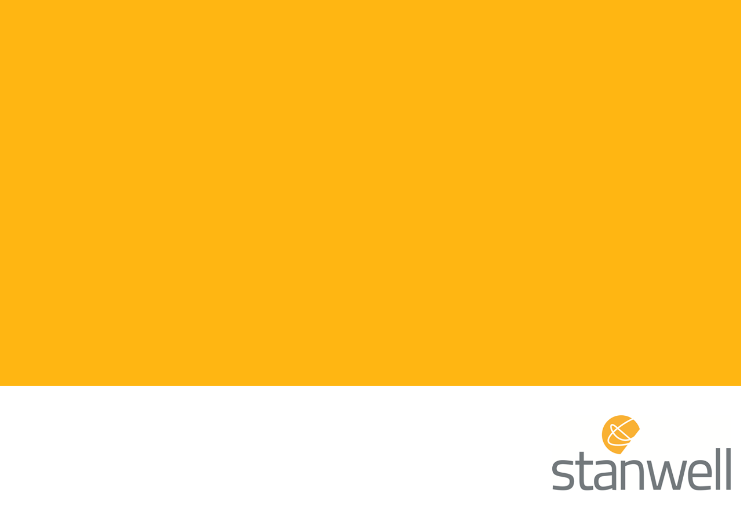stanwell